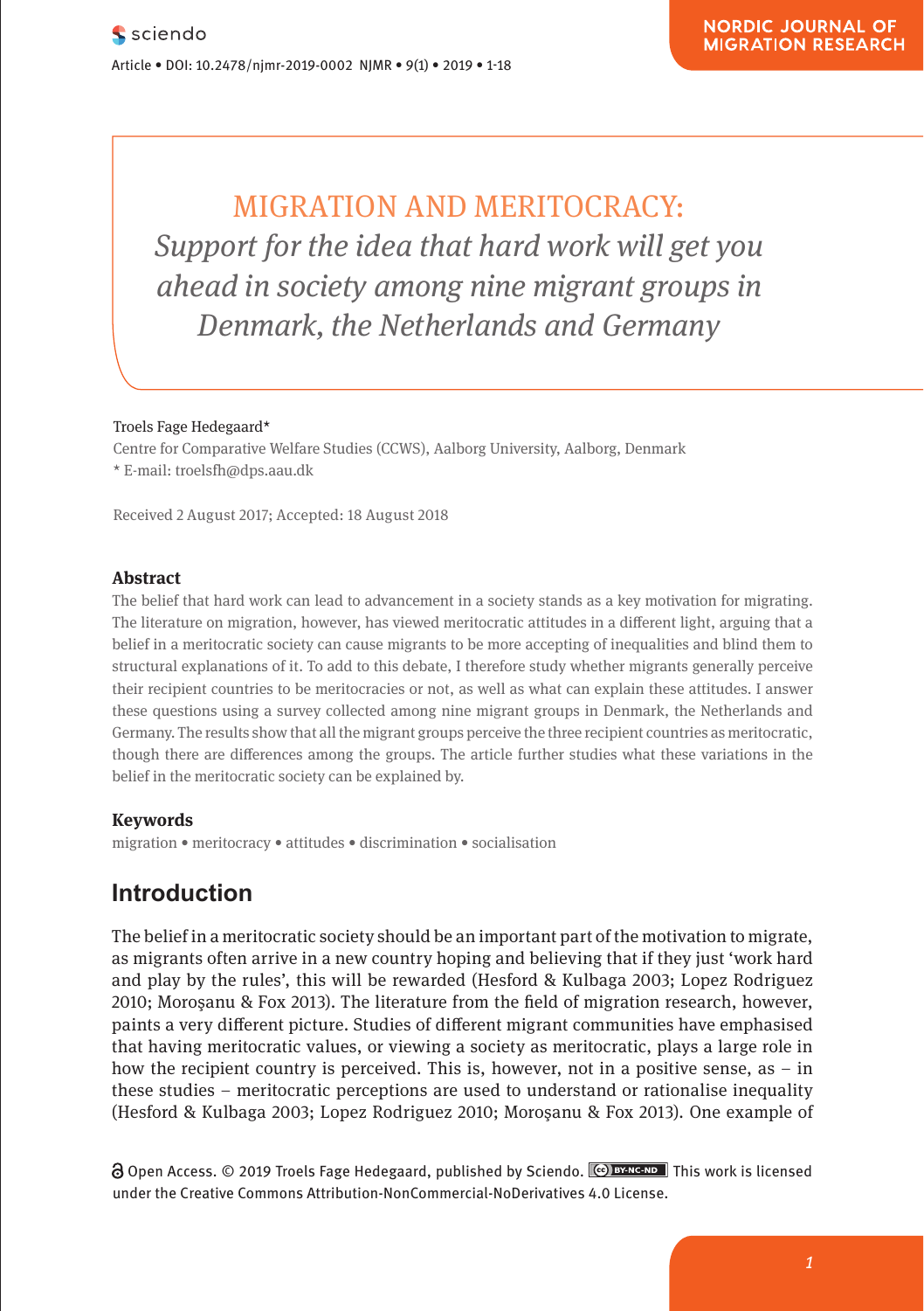# MIGRATION AND MERITOCRACY: *Support for the idea that hard work will get you ahead in society among nine migrant groups in Denmark, the Netherlands and Germany*

Troels Fage Hedegaard*

Centre for Comparative Welfare Studies (CCWS), Aalborg University, Aalborg, Denmark

* E-mail: troelsfh@dps.aau.dk

Received 2 August 2017; Accepted: 18 August 2018

## Abstract

The belief that hard work can lead to advancement in a society stands as a key motivation for migrating. The literature on migration, however, has viewed meritocratic attitudes in a different light, arguing that a belief in a meritocratic society can cause migrants to be more accepting of inequalities and blind them to structural explanations of it. To add to this debate, I therefore study whether migrants generally perceive their recipient countries to be meritocracies or not, as well as what can explain these attitudes. I answer these questions using a survey collected among nine migrant groups in Denmark, the Netherlands and Germany. The results show that all the migrant groups perceive the three recipient countries as meritocratic, though there are differences among the groups. The article further studies what these variations in the belief in the meritocratic society can be explained by.

## Keywords

migration • meritocracy • attitudes • discrimination • socialisation

## Introduction

The belief in a meritocratic society should be an important part of the motivation to migrate, as migrants often arrive in a new country hoping and believing that if they just 'work hard and play by the rules', this will be rewarded (Hesford & Kulbaga 2003; Lopez Rodriguez 2010; Moroşanu & Fox 2013). The literature from the field of migration research, however, paints a very different picture. Studies of different migrant communities have emphasised that having meritocratic values, or viewing a society as meritocratic, plays a large role in how the recipient country is perceived. This is, however, not in a positive sense, as – in these studies – meritocratic perceptions are used to understand or rationalise inequality (Hesford & Kulbaga 2003; Lopez Rodriguez 2010; Moroşanu & Fox 2013). One example of

Open Access. © 2019 Troels Fage Hedegaard, published by Sciendo. This work is licensed under the Creative Commons Attribution-NonCommercial-NoDerivatives 4.0 License.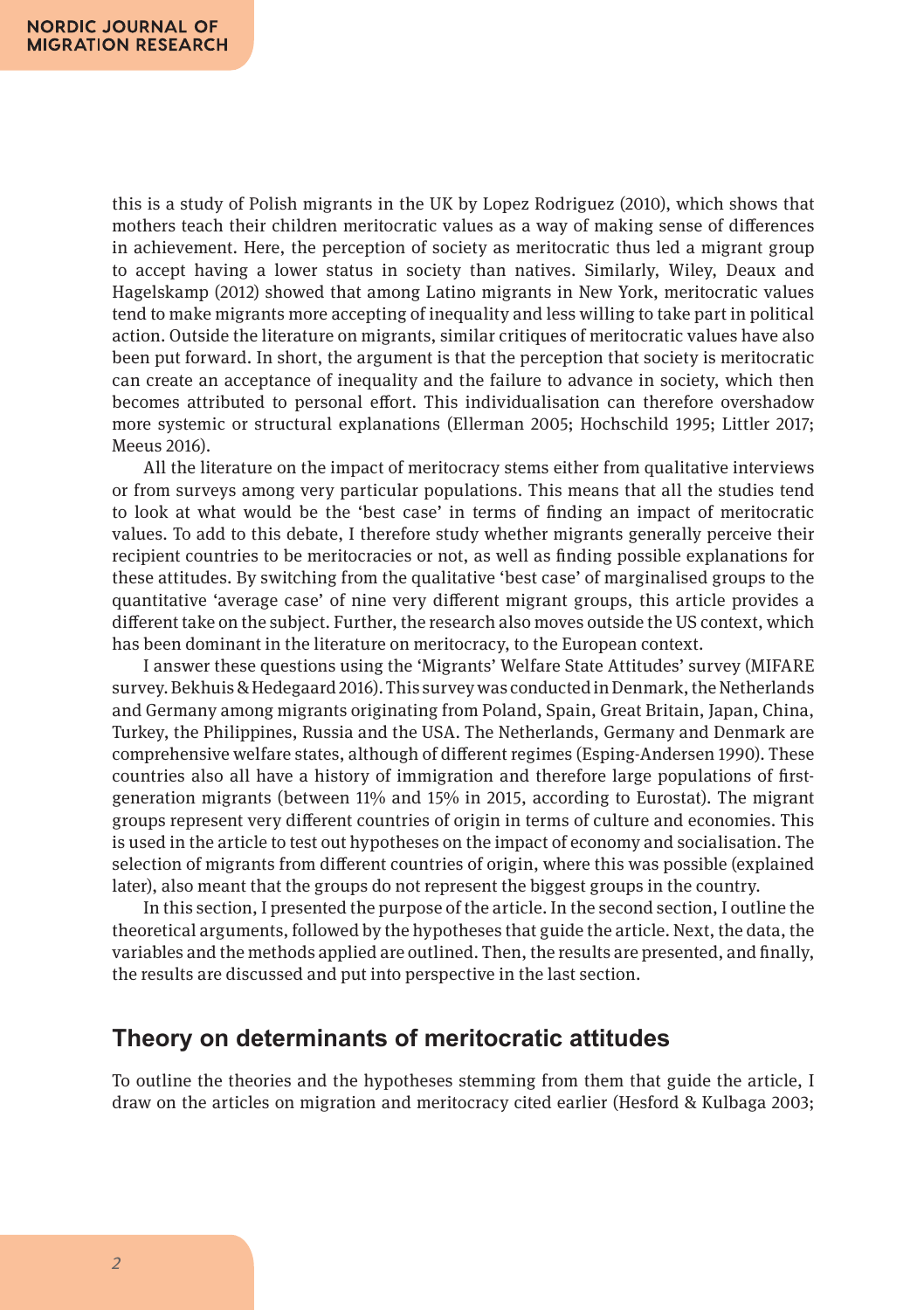this is a study of Polish migrants in the UK by Lopez Rodriguez (2010), which shows that mothers teach their children meritocratic values as a way of making sense of differences in achievement. Here, the perception of society as meritocratic thus led a migrant group to accept having a lower status in society than natives. Similarly, Wiley, Deaux and Hagelskamp (2012) showed that among Latino migrants in New York, meritocratic values tend to make migrants more accepting of inequality and less willing to take part in political action. Outside the literature on migrants, similar critiques of meritocratic values have also been put forward. In short, the argument is that the perception that society is meritocratic can create an acceptance of inequality and the failure to advance in society, which then becomes attributed to personal effort. This individualisation can therefore overshadow more systemic or structural explanations (Ellerman 2005; Hochschild 1995; Littler 2017; Meeus 2016).

All the literature on the impact of meritocracy stems either from qualitative interviews or from surveys among very particular populations. This means that all the studies tend to look at what would be the 'best case' in terms of finding an impact of meritocratic values. To add to this debate, I therefore study whether migrants generally perceive their recipient countries to be meritocracies or not, as well as finding possible explanations for these attitudes. By switching from the qualitative 'best case' of marginalised groups to the quantitative 'average case' of nine very different migrant groups, this article provides a different take on the subject. Further, the research also moves outside the US context, which has been dominant in the literature on meritocracy, to the European context.

I answer these questions using the 'Migrants' Welfare State Attitudes' survey (MIFARE survey. Bekhuis & Hedegaard 2016). This survey was conducted in Denmark, the Netherlands and Germany among migrants originating from Poland, Spain, Great Britain, Japan, China, Turkey, the Philippines, Russia and the USA. The Netherlands, Germany and Denmark are comprehensive welfare states, although of different regimes (Esping-Andersen 1990). These countries also all have a history of immigration and therefore large populations of first-generation migrants (between 11% and 15% in 2015, according to Eurostat). The migrant groups represent very different countries of origin in terms of culture and economies. This is used in the article to test out hypotheses on the impact of economy and socialisation. The selection of migrants from different countries of origin, where this was possible (explained later), also meant that the groups do not represent the biggest groups in the country.

In this section, I presented the purpose of the article. In the second section, I outline the theoretical arguments, followed by the hypotheses that guide the article. Next, the data, the variables and the methods applied are outlined. Then, the results are presented, and finally, the results are discussed and put into perspective in the last section.

## Theory on determinants of meritocratic attitudes

To outline the theories and the hypotheses stemming from them that guide the article, I draw on the articles on migration and meritocracy cited earlier (Hesford & Kulbaga 2003;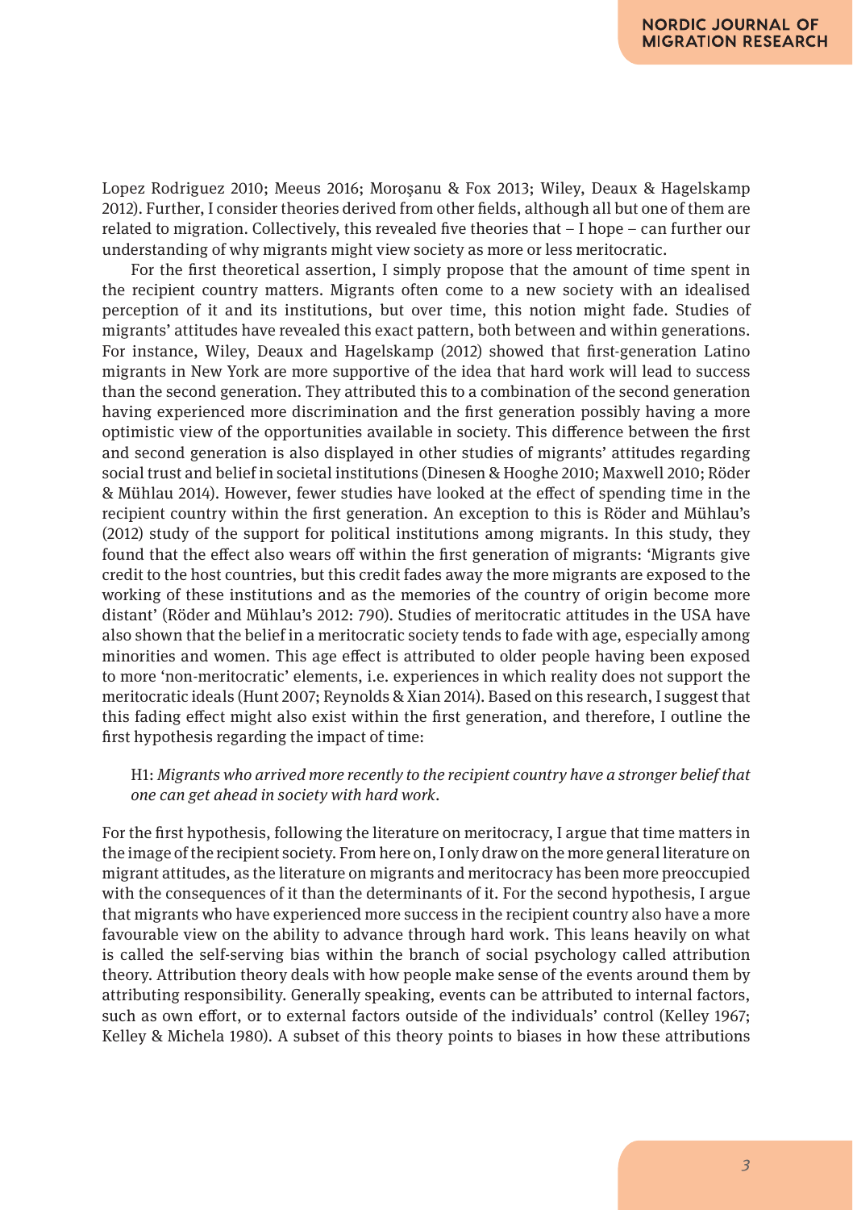Lopez Rodriguez 2010; Meeus 2016; Moroşanu & Fox 2013; Wiley, Deaux & Hagelskamp 2012). Further, I consider theories derived from other fields, although all but one of them are related to migration. Collectively, this revealed five theories that – I hope – can further our understanding of why migrants might view society as more or less meritocratic.

For the first theoretical assertion, I simply propose that the amount of time spent in the recipient country matters. Migrants often come to a new society with an idealised perception of it and its institutions, but over time, this notion might fade. Studies of migrants' attitudes have revealed this exact pattern, both between and within generations. For instance, Wiley, Deaux and Hagelskamp (2012) showed that first-generation Latino migrants in New York are more supportive of the idea that hard work will lead to success than the second generation. They attributed this to a combination of the second generation having experienced more discrimination and the first generation possibly having a more optimistic view of the opportunities available in society. This difference between the first and second generation is also displayed in other studies of migrants' attitudes regarding social trust and belief in societal institutions (Dinesen & Hooghe 2010; Maxwell 2010; Röder & Mühlau 2014). However, fewer studies have looked at the effect of spending time in the recipient country within the first generation. An exception to this is Röder and Mühlau's (2012) study of the support for political institutions among migrants. In this study, they found that the effect also wears off within the first generation of migrants: 'Migrants give credit to the host countries, but this credit fades away the more migrants are exposed to the working of these institutions and as the memories of the country of origin become more distant' (Röder and Mühlau's 2012: 790). Studies of meritocratic attitudes in the USA have also shown that the belief in a meritocratic society tends to fade with age, especially among minorities and women. This age effect is attributed to older people having been exposed to more 'non-meritocratic' elements, i.e. experiences in which reality does not support the meritocratic ideals (Hunt 2007; Reynolds & Xian 2014). Based on this research, I suggest that this fading effect might also exist within the first generation, and therefore, I outline the first hypothesis regarding the impact of time:

> H1: *Migrants who arrived more recently to the recipient country have a stronger belief that one can get ahead in society with hard work.*

For the first hypothesis, following the literature on meritocracy, I argue that time matters in the image of the recipient society. From here on, I only draw on the more general literature on migrant attitudes, as the literature on migrants and meritocracy has been more preoccupied with the consequences of it than the determinants of it. For the second hypothesis, I argue that migrants who have experienced more success in the recipient country also have a more favourable view on the ability to advance through hard work. This leans heavily on what is called the self-serving bias within the branch of social psychology called attribution theory. Attribution theory deals with how people make sense of the events around them by attributing responsibility. Generally speaking, events can be attributed to internal factors, such as own effort, or to external factors outside of the individuals' control (Kelley 1967; Kelley & Michela 1980). A subset of this theory points to biases in how these attributions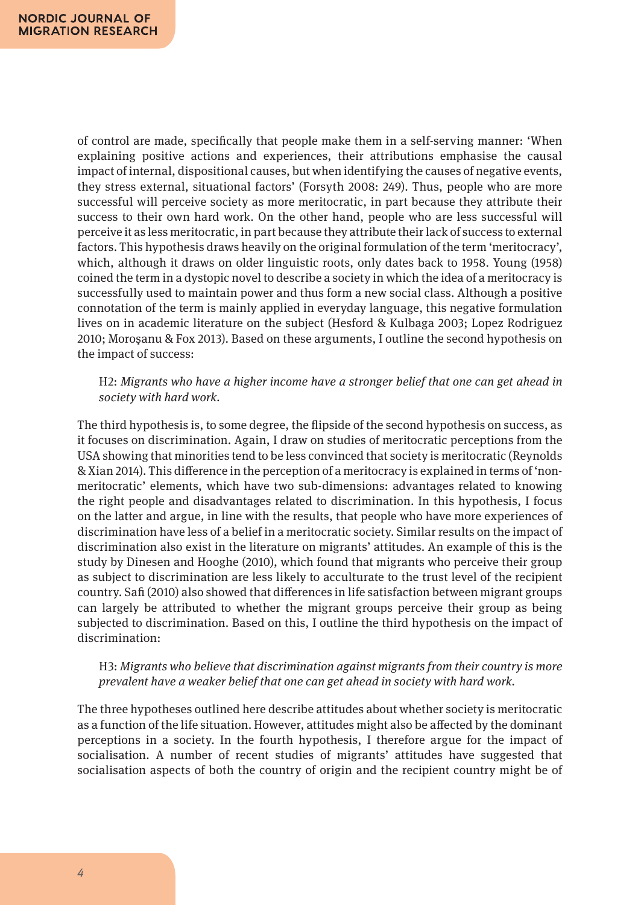of control are made, specifically that people make them in a self-serving manner: 'When explaining positive actions and experiences, their attributions emphasise the causal impact of internal, dispositional causes, but when identifying the causes of negative events, they stress external, situational factors' (Forsyth 2008: 249). Thus, people who are more successful will perceive society as more meritocratic, in part because they attribute their success to their own hard work. On the other hand, people who are less successful will perceive it as less meritocratic, in part because they attribute their lack of success to external factors. This hypothesis draws heavily on the original formulation of the term 'meritocracy', which, although it draws on older linguistic roots, only dates back to 1958. Young (1958) coined the term in a dystopic novel to describe a society in which the idea of a meritocracy is successfully used to maintain power and thus form a new social class. Although a positive connotation of the term is mainly applied in everyday language, this negative formulation lives on in academic literature on the subject (Hesford & Kulbaga 2003; Lopez Rodriguez 2010; Moroşanu & Fox 2013). Based on these arguments, I outline the second hypothesis on the impact of success:

> H2: *Migrants who have a higher income have a stronger belief that one can get ahead in society with hard work.*

The third hypothesis is, to some degree, the flipside of the second hypothesis on success, as it focuses on discrimination. Again, I draw on studies of meritocratic perceptions from the USA showing that minorities tend to be less convinced that society is meritocratic (Reynolds & Xian 2014). This difference in the perception of a meritocracy is explained in terms of 'non-meritocratic' elements, which have two sub-dimensions: advantages related to knowing the right people and disadvantages related to discrimination. In this hypothesis, I focus on the latter and argue, in line with the results, that people who have more experiences of discrimination have less of a belief in a meritocratic society. Similar results on the impact of discrimination also exist in the literature on migrants' attitudes. An example of this is the study by Dinesen and Hooghe (2010), which found that migrants who perceive their group as subject to discrimination are less likely to acculturate to the trust level of the recipient country. Safi (2010) also showed that differences in life satisfaction between migrant groups can largely be attributed to whether the migrant groups perceive their group as being subjected to discrimination. Based on this, I outline the third hypothesis on the impact of discrimination:

> H3: *Migrants who believe that discrimination against migrants from their country is more prevalent have a weaker belief that one can get ahead in society with hard work.*

The three hypotheses outlined here describe attitudes about whether society is meritocratic as a function of the life situation. However, attitudes might also be affected by the dominant perceptions in a society. In the fourth hypothesis, I therefore argue for the impact of socialisation. A number of recent studies of migrants' attitudes have suggested that socialisation aspects of both the country of origin and the recipient country might be of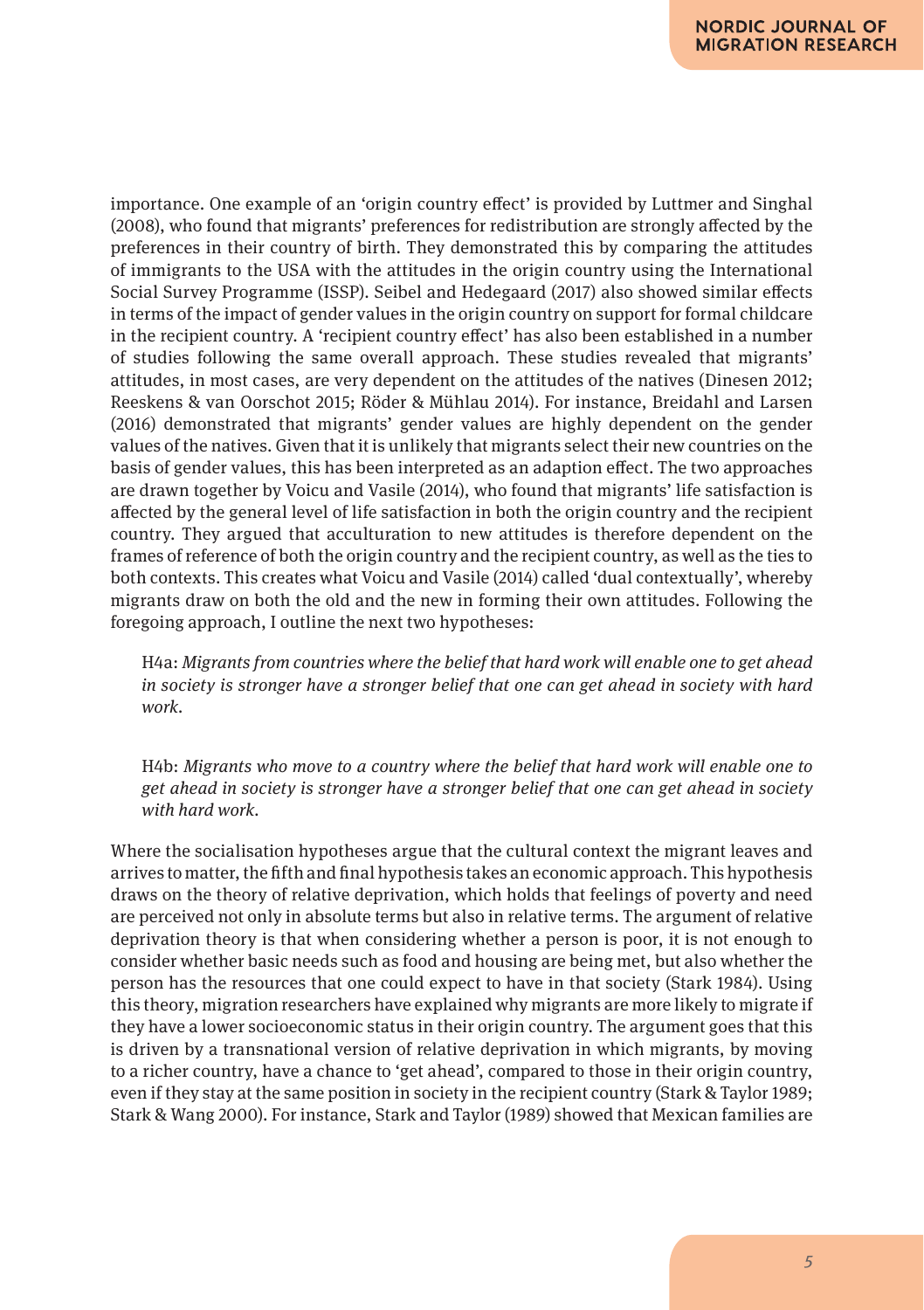importance. One example of an 'origin country effect' is provided by Luttmer and Singhal (2008), who found that migrants' preferences for redistribution are strongly affected by the preferences in their country of birth. They demonstrated this by comparing the attitudes of immigrants to the USA with the attitudes in the origin country using the International Social Survey Programme (ISSP). Seibel and Hedegaard (2017) also showed similar effects in terms of the impact of gender values in the origin country on support for formal childcare in the recipient country. A 'recipient country effect' has also been established in a number of studies following the same overall approach. These studies revealed that migrants' attitudes, in most cases, are very dependent on the attitudes of the natives (Dinesen 2012; Reeskens & van Oorschot 2015; Röder & Mühlau 2014). For instance, Breidahl and Larsen (2016) demonstrated that migrants' gender values are highly dependent on the gender values of the natives. Given that it is unlikely that migrants select their new countries on the basis of gender values, this has been interpreted as an adaption effect. The two approaches are drawn together by Voicu and Vasile (2014), who found that migrants' life satisfaction is affected by the general level of life satisfaction in both the origin country and the recipient country. They argued that acculturation to new attitudes is therefore dependent on the frames of reference of both the origin country and the recipient country, as well as the ties to both contexts. This creates what Voicu and Vasile (2014) called 'dual contextually', whereby migrants draw on both the old and the new in forming their own attitudes. Following the foregoing approach, I outline the next two hypotheses:

> H4a: *Migrants from countries where the belief that hard work will enable one to get ahead in society is stronger have a stronger belief that one can get ahead in society with hard work.*

> H4b: *Migrants who move to a country where the belief that hard work will enable one to get ahead in society is stronger have a stronger belief that one can get ahead in society with hard work.*

Where the socialisation hypotheses argue that the cultural context the migrant leaves and arrives to matter, the fifth and final hypothesis takes an economic approach. This hypothesis draws on the theory of relative deprivation, which holds that feelings of poverty and need are perceived not only in absolute terms but also in relative terms. The argument of relative deprivation theory is that when considering whether a person is poor, it is not enough to consider whether basic needs such as food and housing are being met, but also whether the person has the resources that one could expect to have in that society (Stark 1984). Using this theory, migration researchers have explained why migrants are more likely to migrate if they have a lower socioeconomic status in their origin country. The argument goes that this is driven by a transnational version of relative deprivation in which migrants, by moving to a richer country, have a chance to 'get ahead', compared to those in their origin country, even if they stay at the same position in society in the recipient country (Stark & Taylor 1989; Stark & Wang 2000). For instance, Stark and Taylor (1989) showed that Mexican families are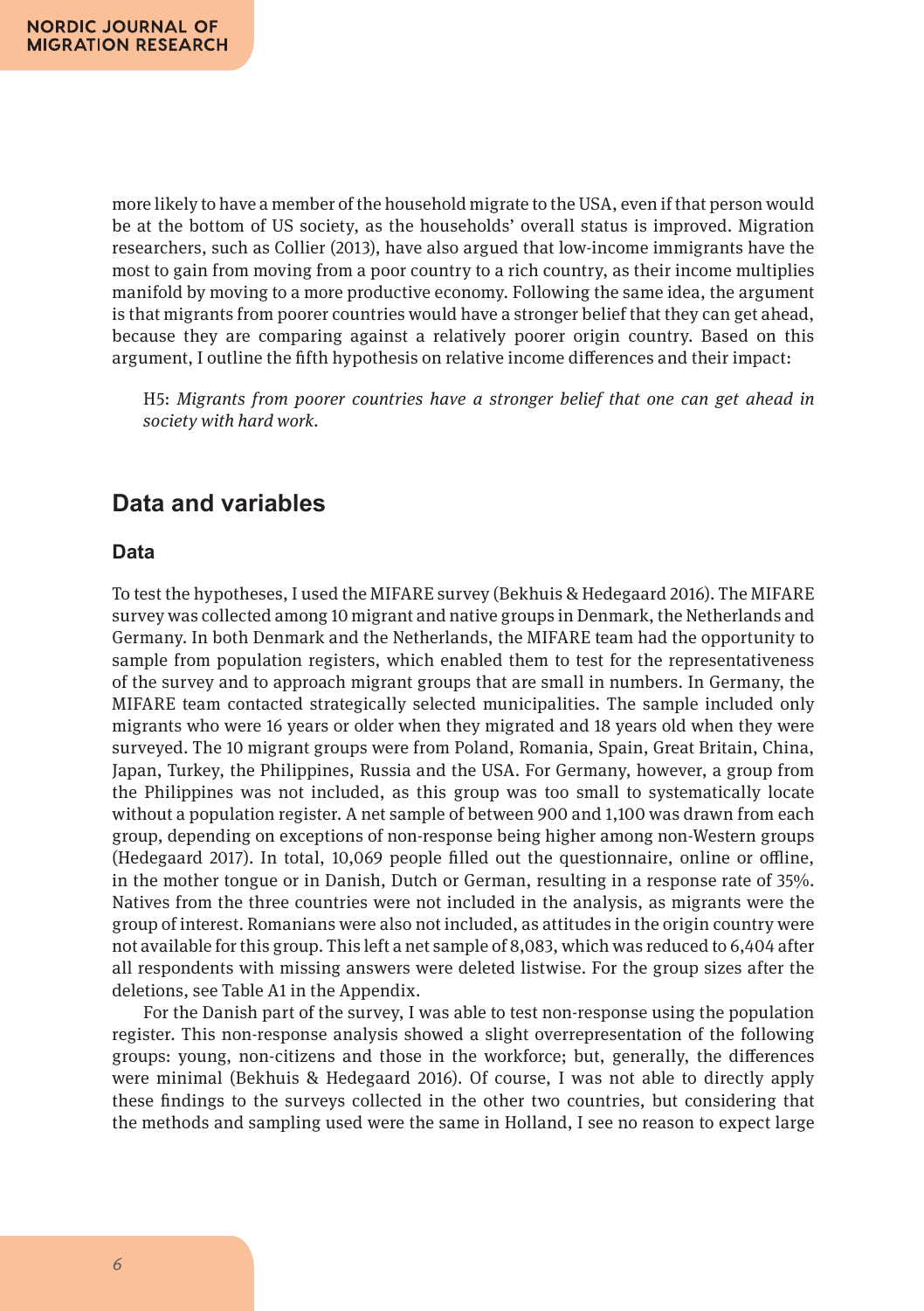more likely to have a member of the household migrate to the USA, even if that person would be at the bottom of US society, as the households' overall status is improved. Migration researchers, such as Collier (2013), have also argued that low-income immigrants have the most to gain from moving from a poor country to a rich country, as their income multiplies manifold by moving to a more productive economy. Following the same idea, the argument is that migrants from poorer countries would have a stronger belief that they can get ahead, because they are comparing against a relatively poorer origin country. Based on this argument, I outline the fifth hypothesis on relative income differences and their impact:

> H5: *Migrants from poorer countries have a stronger belief that one can get ahead in society with hard work.*

## Data and variables

### Data

To test the hypotheses, I used the MIFARE survey (Bekhuis & Hedegaard 2016). The MIFARE survey was collected among 10 migrant and native groups in Denmark, the Netherlands and Germany. In both Denmark and the Netherlands, the MIFARE team had the opportunity to sample from population registers, which enabled them to test for the representativeness of the survey and to approach migrant groups that are small in numbers. In Germany, the MIFARE team contacted strategically selected municipalities. The sample included only migrants who were 16 years or older when they migrated and 18 years old when they were surveyed. The 10 migrant groups were from Poland, Romania, Spain, Great Britain, China, Japan, Turkey, the Philippines, Russia and the USA. For Germany, however, a group from the Philippines was not included, as this group was too small to systematically locate without a population register. A net sample of between 900 and 1,100 was drawn from each group, depending on exceptions of non-response being higher among non-Western groups (Hedegaard 2017). In total, 10,069 people filled out the questionnaire, online or offline, in the mother tongue or in Danish, Dutch or German, resulting in a response rate of 35%. Natives from the three countries were not included in the analysis, as migrants were the group of interest. Romanians were also not included, as attitudes in the origin country were not available for this group. This left a net sample of 8,083, which was reduced to 6,404 after all respondents with missing answers were deleted listwise. For the group sizes after the deletions, see Table A1 in the Appendix.

For the Danish part of the survey, I was able to test non-response using the population register. This non-response analysis showed a slight overrepresentation of the following groups: young, non-citizens and those in the workforce; but, generally, the differences were minimal (Bekhuis & Hedegaard 2016). Of course, I was not able to directly apply these findings to the surveys collected in the other two countries, but considering that the methods and sampling used were the same in Holland, I see no reason to expect large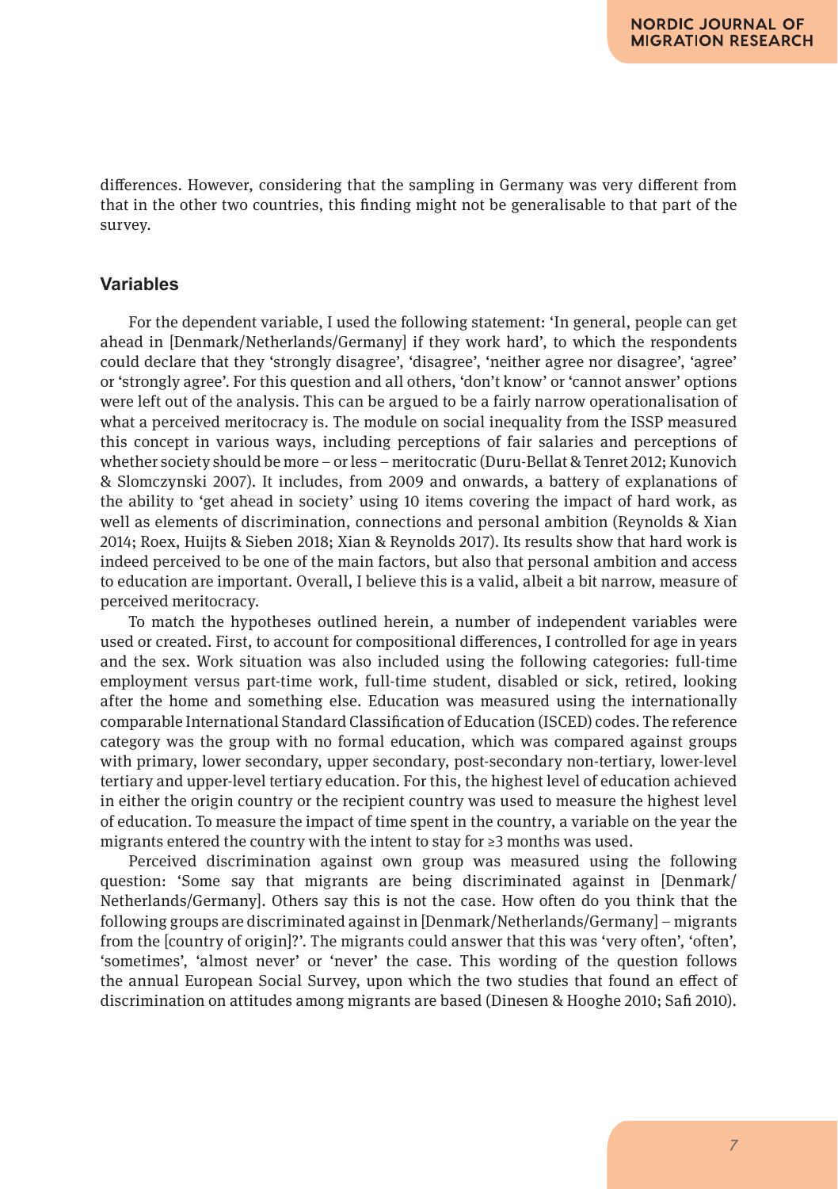differences. However, considering that the sampling in Germany was very different from that in the other two countries, this finding might not be generalisable to that part of the survey.

## Variables

For the dependent variable, I used the following statement: 'In general, people can get ahead in [Denmark/Netherlands/Germany] if they work hard', to which the respondents could declare that they 'strongly disagree', 'disagree', 'neither agree nor disagree', 'agree' or 'strongly agree'. For this question and all others, 'don't know' or 'cannot answer' options were left out of the analysis. This can be argued to be a fairly narrow operationalisation of what a perceived meritocracy is. The module on social inequality from the ISSP measured this concept in various ways, including perceptions of fair salaries and perceptions of whether society should be more – or less – meritocratic (Duru-Bellat & Tenret 2012; Kunovich & Slomczynski 2007). It includes, from 2009 and onwards, a battery of explanations of the ability to 'get ahead in society' using 10 items covering the impact of hard work, as well as elements of discrimination, connections and personal ambition (Reynolds & Xian 2014; Roex, Huijts & Sieben 2018; Xian & Reynolds 2017). Its results show that hard work is indeed perceived to be one of the main factors, but also that personal ambition and access to education are important. Overall, I believe this is a valid, albeit a bit narrow, measure of perceived meritocracy.

To match the hypotheses outlined herein, a number of independent variables were used or created. First, to account for compositional differences, I controlled for age in years and the sex. Work situation was also included using the following categories: full-time employment versus part-time work, full-time student, disabled or sick, retired, looking after the home and something else. Education was measured using the internationally comparable International Standard Classification of Education (ISCED) codes. The reference category was the group with no formal education, which was compared against groups with primary, lower secondary, upper secondary, post-secondary non-tertiary, lower-level tertiary and upper-level tertiary education. For this, the highest level of education achieved in either the origin country or the recipient country was used to measure the highest level of education. To measure the impact of time spent in the country, a variable on the year the migrants entered the country with the intent to stay for ≥3 months was used.

Perceived discrimination against own group was measured using the following question: 'Some say that migrants are being discriminated against in [Denmark/Netherlands/Germany]. Others say this is not the case. How often do you think that the following groups are discriminated against in [Denmark/Netherlands/Germany] – migrants from the [country of origin]?'. The migrants could answer that this was 'very often', 'often', 'sometimes', 'almost never' or 'never' the case. This wording of the question follows the annual European Social Survey, upon which the two studies that found an effect of discrimination on attitudes among migrants are based (Dinesen & Hooghe 2010; Safi 2010).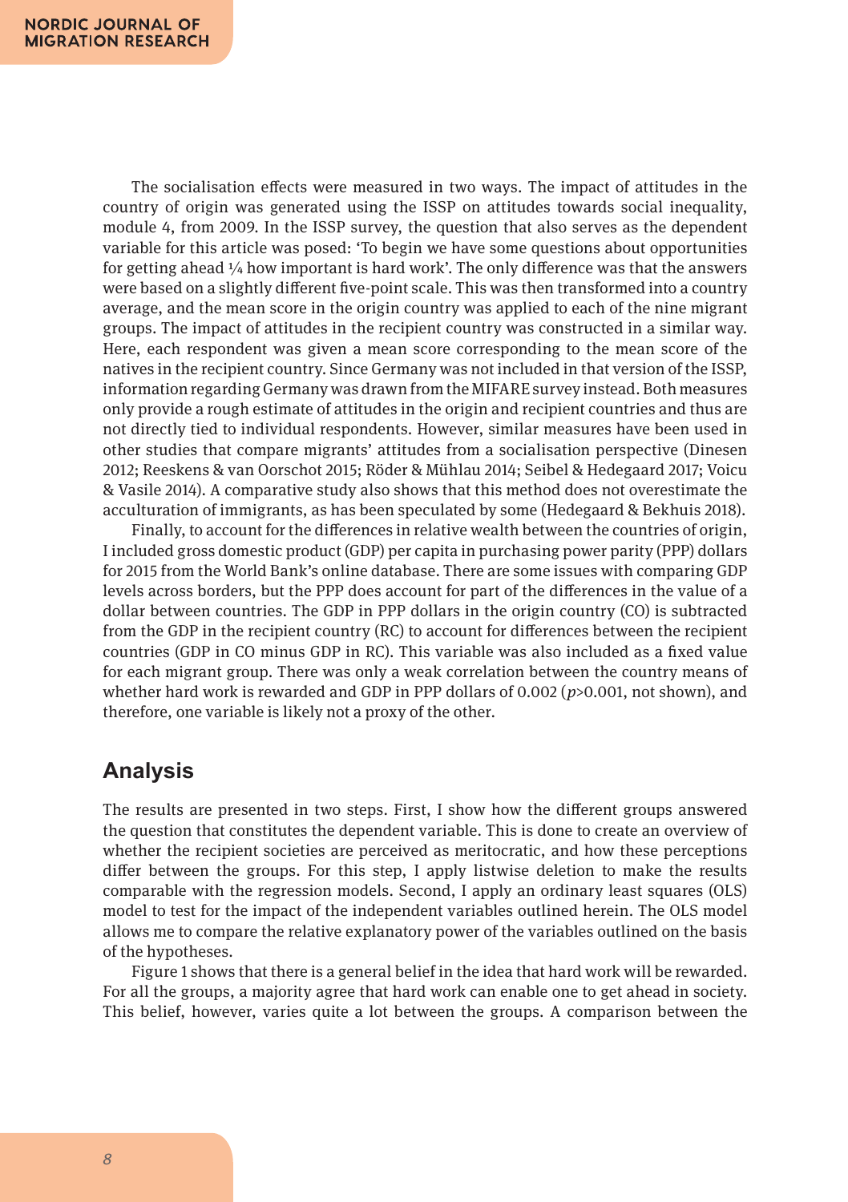The socialisation effects were measured in two ways. The impact of attitudes in the country of origin was generated using the ISSP on attitudes towards social inequality, module 4, from 2009. In the ISSP survey, the question that also serves as the dependent variable for this article was posed: 'To begin we have some questions about opportunities for getting ahead ¼ how important is hard work'. The only difference was that the answers were based on a slightly different five-point scale. This was then transformed into a country average, and the mean score in the origin country was applied to each of the nine migrant groups. The impact of attitudes in the recipient country was constructed in a similar way. Here, each respondent was given a mean score corresponding to the mean score of the natives in the recipient country. Since Germany was not included in that version of the ISSP, information regarding Germany was drawn from the MIFARE survey instead. Both measures only provide a rough estimate of attitudes in the origin and recipient countries and thus are not directly tied to individual respondents. However, similar measures have been used in other studies that compare migrants' attitudes from a socialisation perspective (Dinesen 2012; Reeskens & van Oorschot 2015; Röder & Mühlau 2014; Seibel & Hedegaard 2017; Voicu & Vasile 2014). A comparative study also shows that this method does not overestimate the acculturation of immigrants, as has been speculated by some (Hedegaard & Bekhuis 2018).

Finally, to account for the differences in relative wealth between the countries of origin, I included gross domestic product (GDP) per capita in purchasing power parity (PPP) dollars for 2015 from the World Bank's online database. There are some issues with comparing GDP levels across borders, but the PPP does account for part of the differences in the value of a dollar between countries. The GDP in PPP dollars in the origin country (CO) is subtracted from the GDP in the recipient country (RC) to account for differences between the recipient countries (GDP in CO minus GDP in RC). This variable was also included as a fixed value for each migrant group. There was only a weak correlation between the country means of whether hard work is rewarded and GDP in PPP dollars of 0.002 ($p$>0.001, not shown), and therefore, one variable is likely not a proxy of the other.

## Analysis

The results are presented in two steps. First, I show how the different groups answered the question that constitutes the dependent variable. This is done to create an overview of whether the recipient societies are perceived as meritocratic, and how these perceptions differ between the groups. For this step, I apply listwise deletion to make the results comparable with the regression models. Second, I apply an ordinary least squares (OLS) model to test for the impact of the independent variables outlined herein. The OLS model allows me to compare the relative explanatory power of the variables outlined on the basis of the hypotheses.

Figure 1 shows that there is a general belief in the idea that hard work will be rewarded. For all the groups, a majority agree that hard work can enable one to get ahead in society. This belief, however, varies quite a lot between the groups. A comparison between the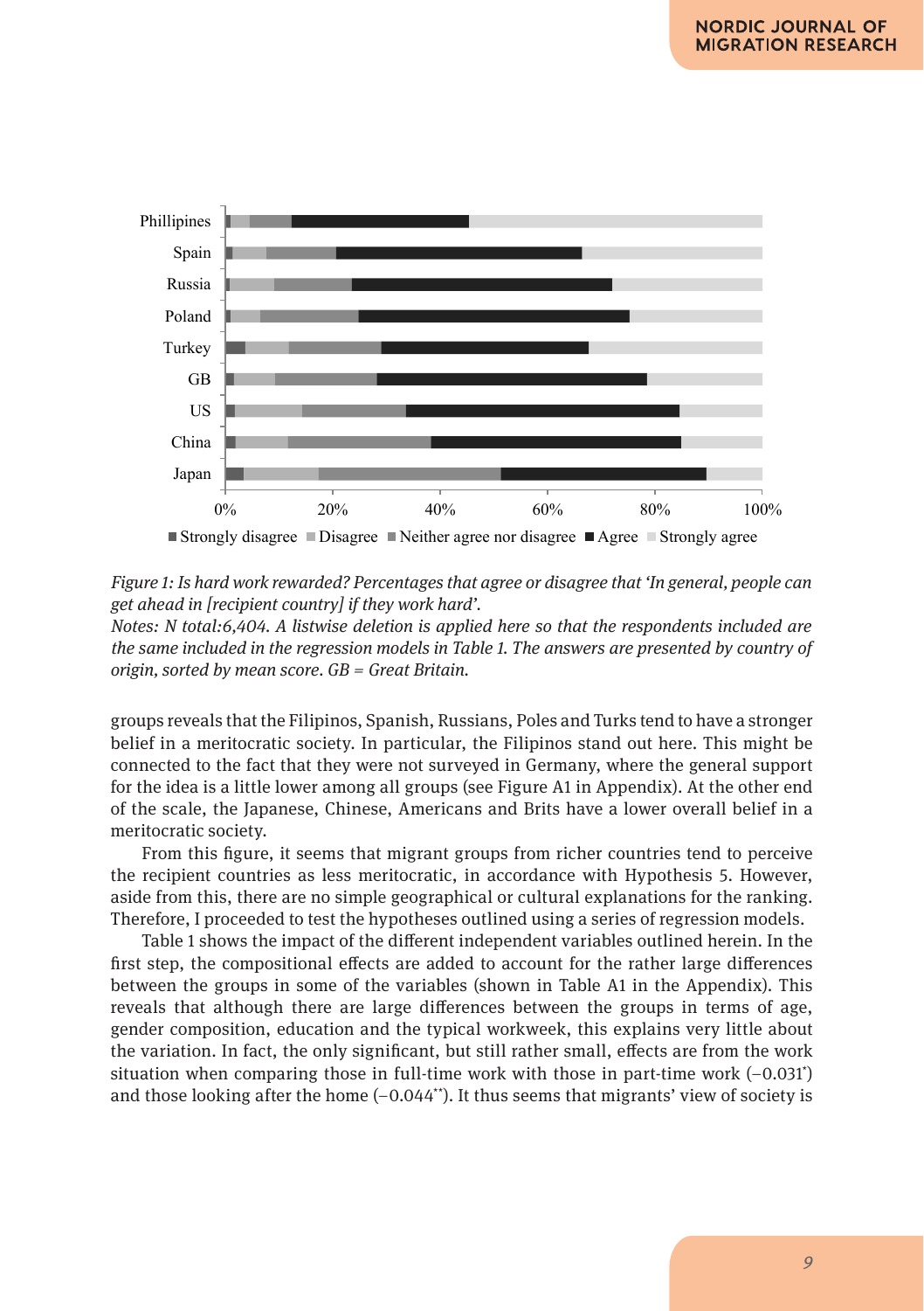*Figure 1: Is hard work rewarded? Percentages that agree or disagree that 'In general, people can get ahead in [recipient country] if they work hard'.*

*Notes: N total:6,404. A listwise deletion is applied here so that the respondents included are the same included in the regression models in Table 1. The answers are presented by country of origin, sorted by mean score. GB = Great Britain.*

groups reveals that the Filipinos, Spanish, Russians, Poles and Turks tend to have a stronger belief in a meritocratic society. In particular, the Filipinos stand out here. This might be connected to the fact that they were not surveyed in Germany, where the general support for the idea is a little lower among all groups (see Figure A1 in Appendix). At the other end of the scale, the Japanese, Chinese, Americans and Brits have a lower overall belief in a meritocratic society.

From this figure, it seems that migrant groups from richer countries tend to perceive the recipient countries as less meritocratic, in accordance with Hypothesis 5. However, aside from this, there are no simple geographical or cultural explanations for the ranking. Therefore, I proceeded to test the hypotheses outlined using a series of regression models.

Table 1 shows the impact of the different independent variables outlined herein. In the first step, the compositional effects are added to account for the rather large differences between the groups in some of the variables (shown in Table A1 in the Appendix). This reveals that although there are large differences between the groups in terms of age, gender composition, education and the typical workweek, this explains very little about the variation. In fact, the only significant, but still rather small, effects are from the work situation when comparing those in full-time work with those in part-time work (−0.031*) and those looking after the home (−0.044**). It thus seems that migrants' view of society is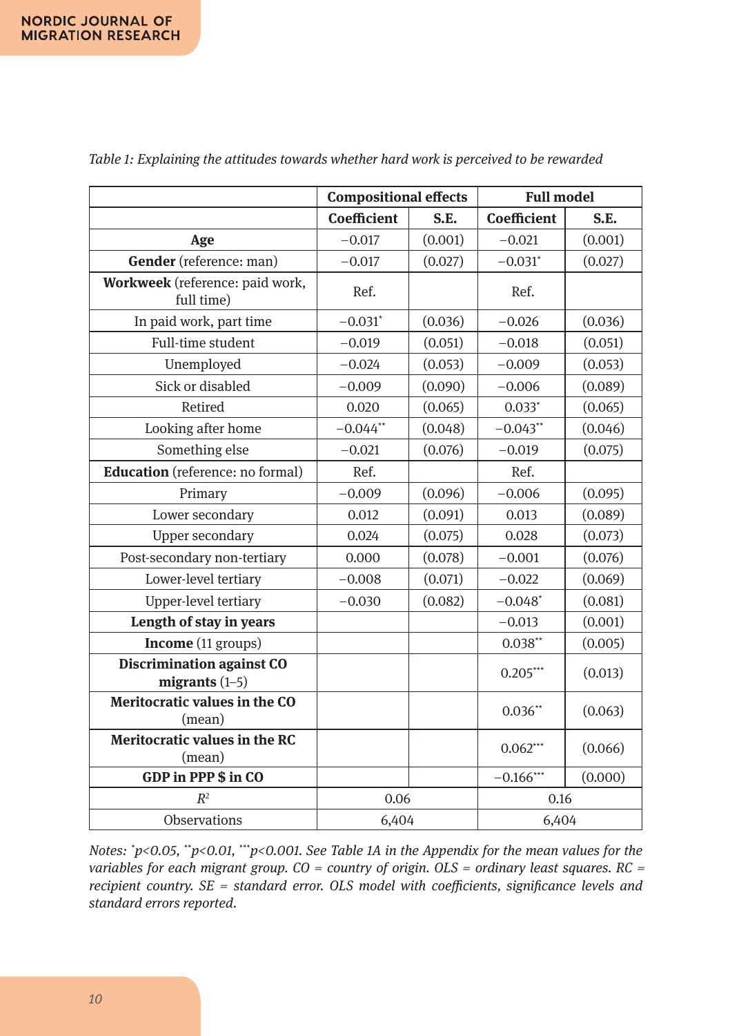*Table 1: Explaining the attitudes towards whether hard work is perceived to be rewarded*

| | Compositional effects | | Full model | |
|---|---|---|---|---|
| | **Coefficient** | **S.E.** | **Coefficient** | **S.E.** |
| **Age** | −0.017 | (0.001) | −0.021 | (0.001) |
| **Gender** (reference: man) | −0.017 | (0.027) | −0.031* | (0.027) |
| **Workweek** (reference: paid work, full time) | Ref. | | Ref. | |
| In paid work, part time | −0.031* | (0.036) | −0.026 | (0.036) |
| Full-time student | −0.019 | (0.051) | −0.018 | (0.051) |
| Unemployed | −0.024 | (0.053) | −0.009 | (0.053) |
| Sick or disabled | −0.009 | (0.090) | −0.006 | (0.089) |
| Retired | 0.020 | (0.065) | 0.033* | (0.065) |
| Looking after home | −0.044** | (0.048) | −0.043** | (0.046) |
| Something else | −0.021 | (0.076) | −0.019 | (0.075) |
| **Education** (reference: no formal) | Ref. | | Ref. | |
| Primary | −0.009 | (0.096) | −0.006 | (0.095) |
| Lower secondary | 0.012 | (0.091) | 0.013 | (0.089) |
| Upper secondary | 0.024 | (0.075) | 0.028 | (0.073) |
| Post-secondary non-tertiary | 0.000 | (0.078) | −0.001 | (0.076) |
| Lower-level tertiary | −0.008 | (0.071) | −0.022 | (0.069) |
| Upper-level tertiary | −0.030 | (0.082) | −0.048* | (0.081) |
| **Length of stay in years** | | | −0.013 | (0.001) |
| **Income** (11 groups) | | | 0.038** | (0.005) |
| **Discrimination against CO migrants** (1–5) | | | 0.205*** | (0.013) |
| **Meritocratic values in the CO** (mean) | | | 0.036** | (0.063) |
| **Meritocratic values in the RC** (mean) | | | 0.062*** | (0.066) |
| **GDP in PPP $ in CO** | | | −0.166*** | (0.000) |
| $R^2$ | 0.06 | | 0.16 | |
| Observations | 6,404 | | 6,404 | |

*Notes: *p<0.05, **p<0.01, ***p<0.001. See Table 1A in the Appendix for the mean values for the variables for each migrant group. CO = country of origin. OLS = ordinary least squares. RC = recipient country. SE = standard error. OLS model with coefficients, significance levels and standard errors reported.*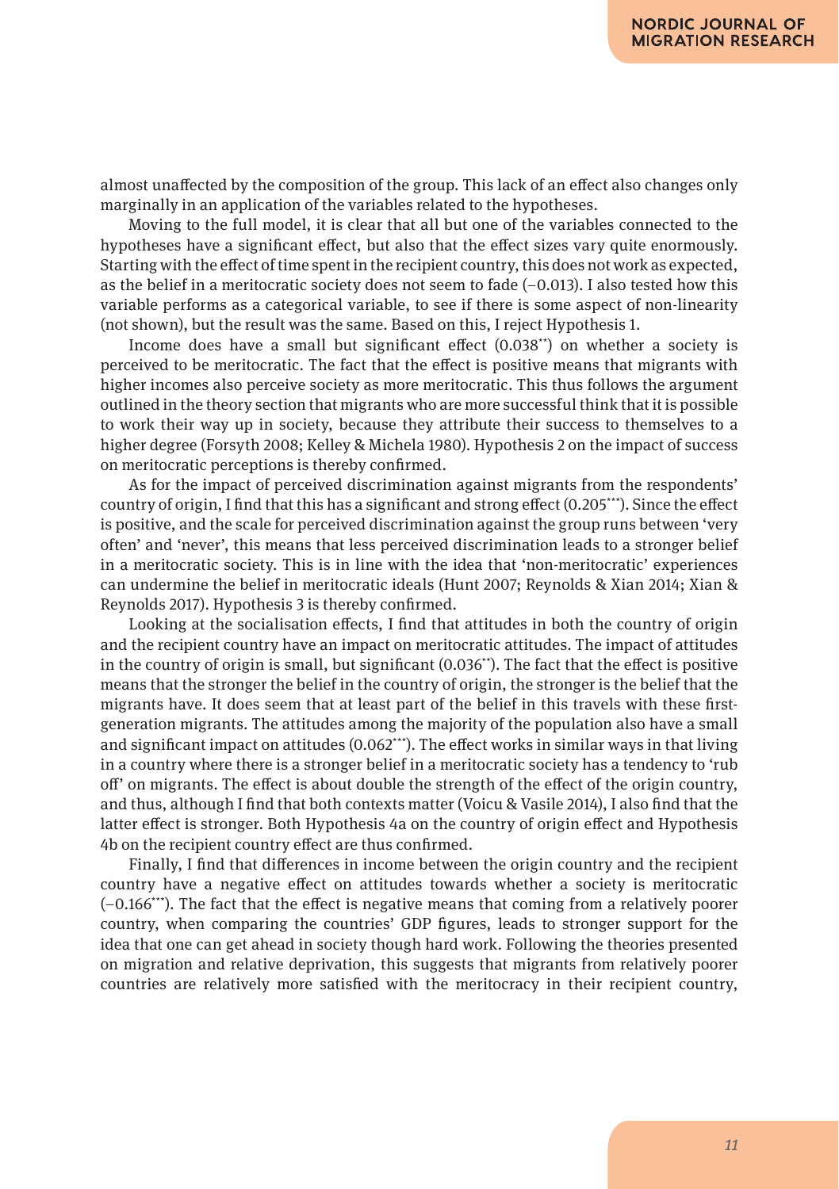almost unaffected by the composition of the group. This lack of an effect also changes only marginally in an application of the variables related to the hypotheses.

Moving to the full model, it is clear that all but one of the variables connected to the hypotheses have a significant effect, but also that the effect sizes vary quite enormously. Starting with the effect of time spent in the recipient country, this does not work as expected, as the belief in a meritocratic society does not seem to fade (−0.013). I also tested how this variable performs as a categorical variable, to see if there is some aspect of non-linearity (not shown), but the result was the same. Based on this, I reject Hypothesis 1.

Income does have a small but significant effect (0.038$^{**}$) on whether a society is perceived to be meritocratic. The fact that the effect is positive means that migrants with higher incomes also perceive society as more meritocratic. This thus follows the argument outlined in the theory section that migrants who are more successful think that it is possible to work their way up in society, because they attribute their success to themselves to a higher degree (Forsyth 2008; Kelley & Michela 1980). Hypothesis 2 on the impact of success on meritocratic perceptions is thereby confirmed.

As for the impact of perceived discrimination against migrants from the respondents' country of origin, I find that this has a significant and strong effect (0.205$^{***}$). Since the effect is positive, and the scale for perceived discrimination against the group runs between 'very often' and 'never', this means that less perceived discrimination leads to a stronger belief in a meritocratic society. This is in line with the idea that 'non-meritocratic' experiences can undermine the belief in meritocratic ideals (Hunt 2007; Reynolds & Xian 2014; Xian & Reynolds 2017). Hypothesis 3 is thereby confirmed.

Looking at the socialisation effects, I find that attitudes in both the country of origin and the recipient country have an impact on meritocratic attitudes. The impact of attitudes in the country of origin is small, but significant (0.036$^{**}$). The fact that the effect is positive means that the stronger the belief in the country of origin, the stronger is the belief that the migrants have. It does seem that at least part of the belief in this travels with these first-generation migrants. The attitudes among the majority of the population also have a small and significant impact on attitudes (0.062$^{***}$). The effect works in similar ways in that living in a country where there is a stronger belief in a meritocratic society has a tendency to 'rub off' on migrants. The effect is about double the strength of the effect of the origin country, and thus, although I find that both contexts matter (Voicu & Vasile 2014), I also find that the latter effect is stronger. Both Hypothesis 4a on the country of origin effect and Hypothesis 4b on the recipient country effect are thus confirmed.

Finally, I find that differences in income between the origin country and the recipient country have a negative effect on attitudes towards whether a society is meritocratic (−0.166$^{***}$). The fact that the effect is negative means that coming from a relatively poorer country, when comparing the countries' GDP figures, leads to stronger support for the idea that one can get ahead in society though hard work. Following the theories presented on migration and relative deprivation, this suggests that migrants from relatively poorer countries are relatively more satisfied with the meritocracy in their recipient country,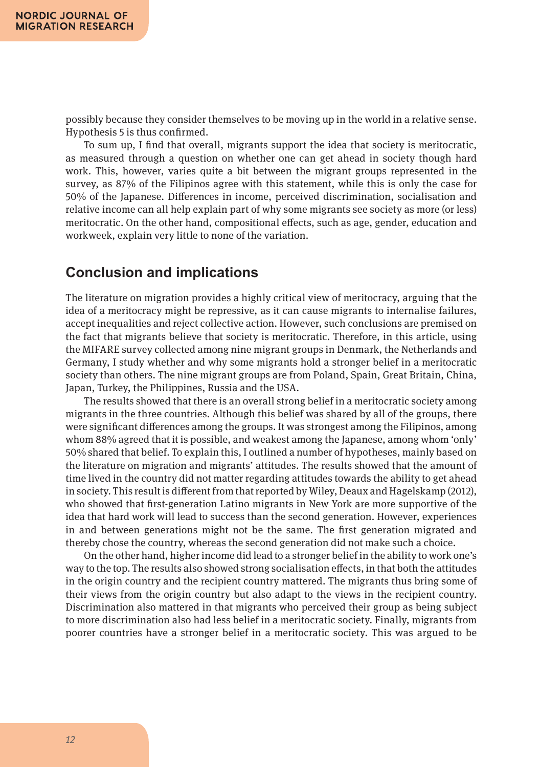possibly because they consider themselves to be moving up in the world in a relative sense. Hypothesis 5 is thus confirmed.

To sum up, I find that overall, migrants support the idea that society is meritocratic, as measured through a question on whether one can get ahead in society though hard work. This, however, varies quite a bit between the migrant groups represented in the survey, as 87% of the Filipinos agree with this statement, while this is only the case for 50% of the Japanese. Differences in income, perceived discrimination, socialisation and relative income can all help explain part of why some migrants see society as more (or less) meritocratic. On the other hand, compositional effects, such as age, gender, education and workweek, explain very little to none of the variation.

## Conclusion and implications

The literature on migration provides a highly critical view of meritocracy, arguing that the idea of a meritocracy might be repressive, as it can cause migrants to internalise failures, accept inequalities and reject collective action. However, such conclusions are premised on the fact that migrants believe that society is meritocratic. Therefore, in this article, using the MIFARE survey collected among nine migrant groups in Denmark, the Netherlands and Germany, I study whether and why some migrants hold a stronger belief in a meritocratic society than others. The nine migrant groups are from Poland, Spain, Great Britain, China, Japan, Turkey, the Philippines, Russia and the USA.

The results showed that there is an overall strong belief in a meritocratic society among migrants in the three countries. Although this belief was shared by all of the groups, there were significant differences among the groups. It was strongest among the Filipinos, among whom 88% agreed that it is possible, and weakest among the Japanese, among whom 'only' 50% shared that belief. To explain this, I outlined a number of hypotheses, mainly based on the literature on migration and migrants' attitudes. The results showed that the amount of time lived in the country did not matter regarding attitudes towards the ability to get ahead in society. This result is different from that reported by Wiley, Deaux and Hagelskamp (2012), who showed that first-generation Latino migrants in New York are more supportive of the idea that hard work will lead to success than the second generation. However, experiences in and between generations might not be the same. The first generation migrated and thereby chose the country, whereas the second generation did not make such a choice.

On the other hand, higher income did lead to a stronger belief in the ability to work one's way to the top. The results also showed strong socialisation effects, in that both the attitudes in the origin country and the recipient country mattered. The migrants thus bring some of their views from the origin country but also adapt to the views in the recipient country. Discrimination also mattered in that migrants who perceived their group as being subject to more discrimination also had less belief in a meritocratic society. Finally, migrants from poorer countries have a stronger belief in a meritocratic society. This was argued to be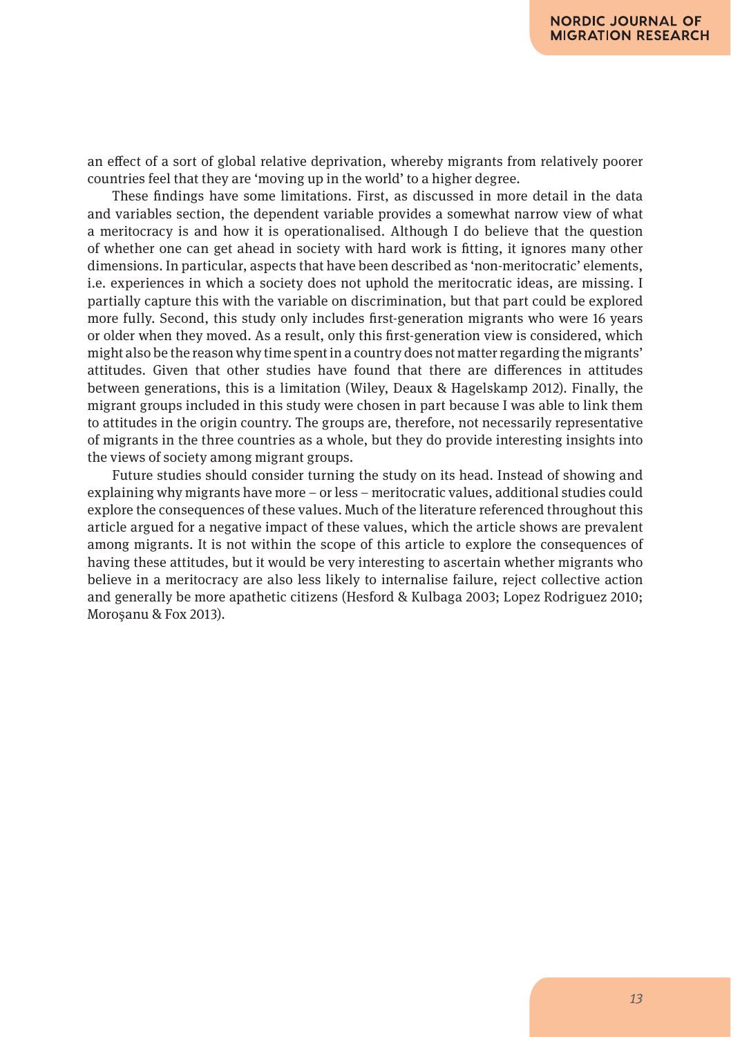an effect of a sort of global relative deprivation, whereby migrants from relatively poorer countries feel that they are 'moving up in the world' to a higher degree.

These findings have some limitations. First, as discussed in more detail in the data and variables section, the dependent variable provides a somewhat narrow view of what a meritocracy is and how it is operationalised. Although I do believe that the question of whether one can get ahead in society with hard work is fitting, it ignores many other dimensions. In particular, aspects that have been described as 'non-meritocratic' elements, i.e. experiences in which a society does not uphold the meritocratic ideas, are missing. I partially capture this with the variable on discrimination, but that part could be explored more fully. Second, this study only includes first-generation migrants who were 16 years or older when they moved. As a result, only this first-generation view is considered, which might also be the reason why time spent in a country does not matter regarding the migrants' attitudes. Given that other studies have found that there are differences in attitudes between generations, this is a limitation (Wiley, Deaux & Hagelskamp 2012). Finally, the migrant groups included in this study were chosen in part because I was able to link them to attitudes in the origin country. The groups are, therefore, not necessarily representative of migrants in the three countries as a whole, but they do provide interesting insights into the views of society among migrant groups.

Future studies should consider turning the study on its head. Instead of showing and explaining why migrants have more – or less – meritocratic values, additional studies could explore the consequences of these values. Much of the literature referenced throughout this article argued for a negative impact of these values, which the article shows are prevalent among migrants. It is not within the scope of this article to explore the consequences of having these attitudes, but it would be very interesting to ascertain whether migrants who believe in a meritocracy are also less likely to internalise failure, reject collective action and generally be more apathetic citizens (Hesford & Kulbaga 2003; Lopez Rodriguez 2010; Moroşanu & Fox 2013).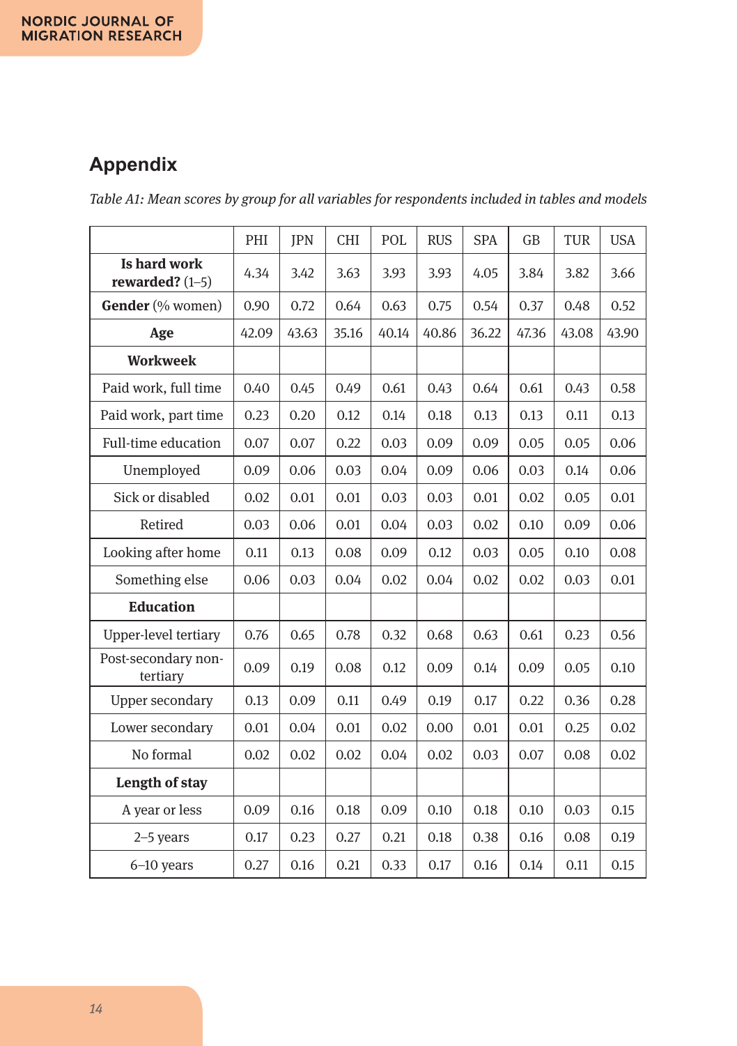## Appendix

*Table A1: Mean scores by group for all variables for respondents included in tables and models*

| | PHI | JPN | CHI | POL | RUS | SPA | GB | TUR | USA |
|---|---|---|---|---|---|---|---|---|---|
| **Is hard work rewarded?** (1–5) | 4.34 | 3.42 | 3.63 | 3.93 | 3.93 | 4.05 | 3.84 | 3.82 | 3.66 |
| **Gender** (% women) | 0.90 | 0.72 | 0.64 | 0.63 | 0.75 | 0.54 | 0.37 | 0.48 | 0.52 |
| **Age** | 42.09 | 43.63 | 35.16 | 40.14 | 40.86 | 36.22 | 47.36 | 43.08 | 43.90 |
| **Workweek** | | | | | | | | | |
| Paid work, full time | 0.40 | 0.45 | 0.49 | 0.61 | 0.43 | 0.64 | 0.61 | 0.43 | 0.58 |
| Paid work, part time | 0.23 | 0.20 | 0.12 | 0.14 | 0.18 | 0.13 | 0.13 | 0.11 | 0.13 |
| Full-time education | 0.07 | 0.07 | 0.22 | 0.03 | 0.09 | 0.09 | 0.05 | 0.05 | 0.06 |
| Unemployed | 0.09 | 0.06 | 0.03 | 0.04 | 0.09 | 0.06 | 0.03 | 0.14 | 0.06 |
| Sick or disabled | 0.02 | 0.01 | 0.01 | 0.03 | 0.03 | 0.01 | 0.02 | 0.05 | 0.01 |
| Retired | 0.03 | 0.06 | 0.01 | 0.04 | 0.03 | 0.02 | 0.10 | 0.09 | 0.06 |
| Looking after home | 0.11 | 0.13 | 0.08 | 0.09 | 0.12 | 0.03 | 0.05 | 0.10 | 0.08 |
| Something else | 0.06 | 0.03 | 0.04 | 0.02 | 0.04 | 0.02 | 0.02 | 0.03 | 0.01 |
| **Education** | | | | | | | | | |
| Upper-level tertiary | 0.76 | 0.65 | 0.78 | 0.32 | 0.68 | 0.63 | 0.61 | 0.23 | 0.56 |
| Post-secondary non-tertiary | 0.09 | 0.19 | 0.08 | 0.12 | 0.09 | 0.14 | 0.09 | 0.05 | 0.10 |
| Upper secondary | 0.13 | 0.09 | 0.11 | 0.49 | 0.19 | 0.17 | 0.22 | 0.36 | 0.28 |
| Lower secondary | 0.01 | 0.04 | 0.01 | 0.02 | 0.00 | 0.01 | 0.01 | 0.25 | 0.02 |
| No formal | 0.02 | 0.02 | 0.02 | 0.04 | 0.02 | 0.03 | 0.07 | 0.08 | 0.02 |
| **Length of stay** | | | | | | | | | |
| A year or less | 0.09 | 0.16 | 0.18 | 0.09 | 0.10 | 0.18 | 0.10 | 0.03 | 0.15 |
| 2–5 years | 0.17 | 0.23 | 0.27 | 0.21 | 0.18 | 0.38 | 0.16 | 0.08 | 0.19 |
| 6–10 years | 0.27 | 0.16 | 0.21 | 0.33 | 0.17 | 0.16 | 0.14 | 0.11 | 0.15 |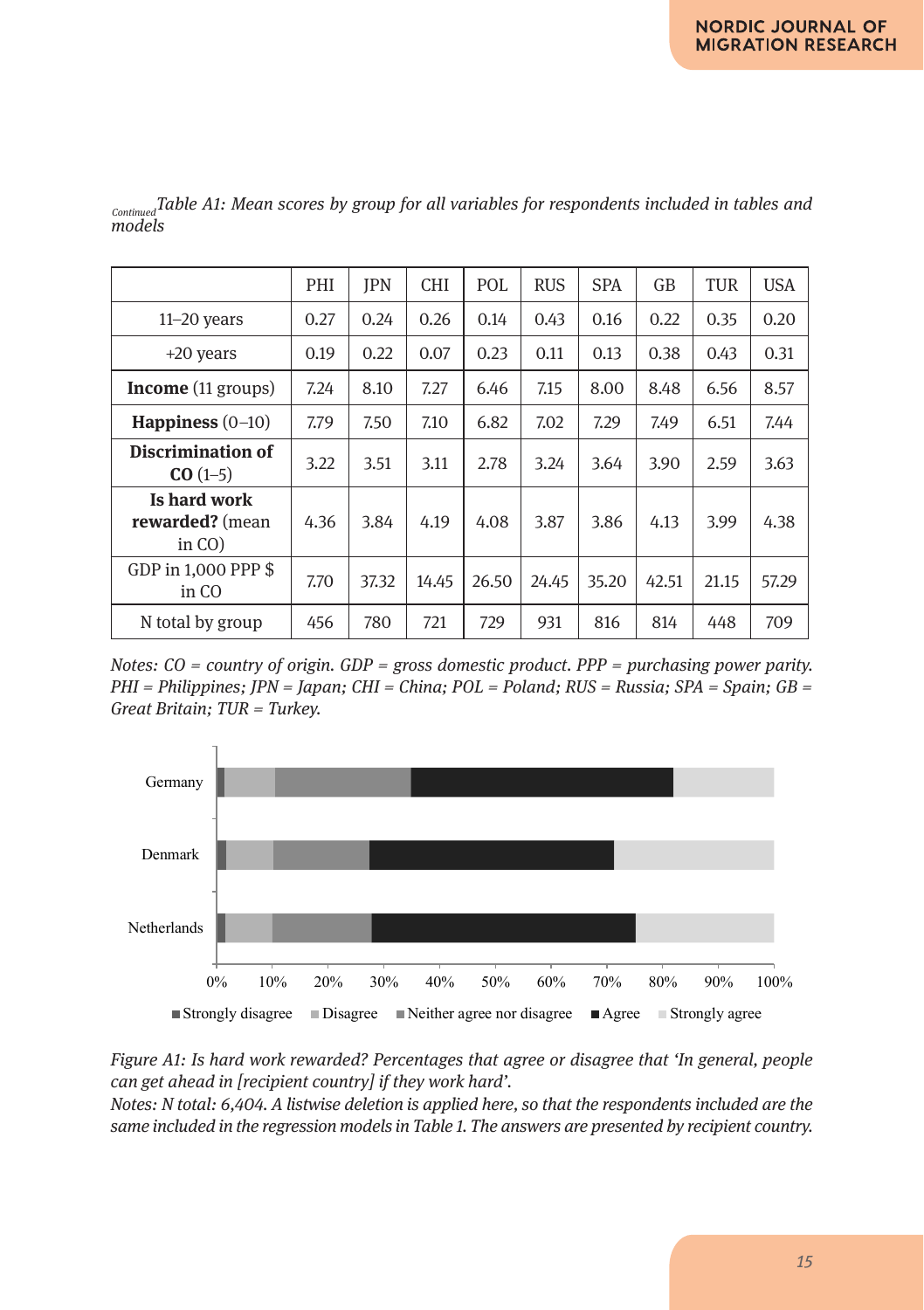*Continued* *Table A1: Mean scores by group for all variables for respondents included in tables and models*

| | PHI | JPN | CHI | POL | RUS | SPA | GB | TUR | USA |
|---|---|---|---|---|---|---|---|---|---|
| 11–20 years | 0.27 | 0.24 | 0.26 | 0.14 | 0.43 | 0.16 | 0.22 | 0.35 | 0.20 |
| +20 years | 0.19 | 0.22 | 0.07 | 0.23 | 0.11 | 0.13 | 0.38 | 0.43 | 0.31 |
| **Income** (11 groups) | 7.24 | 8.10 | 7.27 | 6.46 | 7.15 | 8.00 | 8.48 | 6.56 | 8.57 |
| **Happiness** (0–10) | 7.79 | 7.50 | 7.10 | 6.82 | 7.02 | 7.29 | 7.49 | 6.51 | 7.44 |
| **Discrimination of CO** (1–5) | 3.22 | 3.51 | 3.11 | 2.78 | 3.24 | 3.64 | 3.90 | 2.59 | 3.63 |
| **Is hard work rewarded?** (mean in CO) | 4.36 | 3.84 | 4.19 | 4.08 | 3.87 | 3.86 | 4.13 | 3.99 | 4.38 |
| GDP in 1,000 PPP $ in CO | 7.70 | 37.32 | 14.45 | 26.50 | 24.45 | 35.20 | 42.51 | 21.15 | 57.29 |
| N total by group | 456 | 780 | 721 | 729 | 931 | 816 | 814 | 448 | 709 |

*Notes: CO = country of origin. GDP = gross domestic product. PPP = purchasing power parity. PHI = Philippines; JPN = Japan; CHI = China; POL = Poland; RUS = Russia; SPA = Spain; GB = Great Britain; TUR = Turkey.*

*Figure A1: Is hard work rewarded? Percentages that agree or disagree that 'In general, people can get ahead in [recipient country] if they work hard'.*

*Notes: N total: 6,404. A listwise deletion is applied here, so that the respondents included are the same included in the regression models in Table 1. The answers are presented by recipient country.*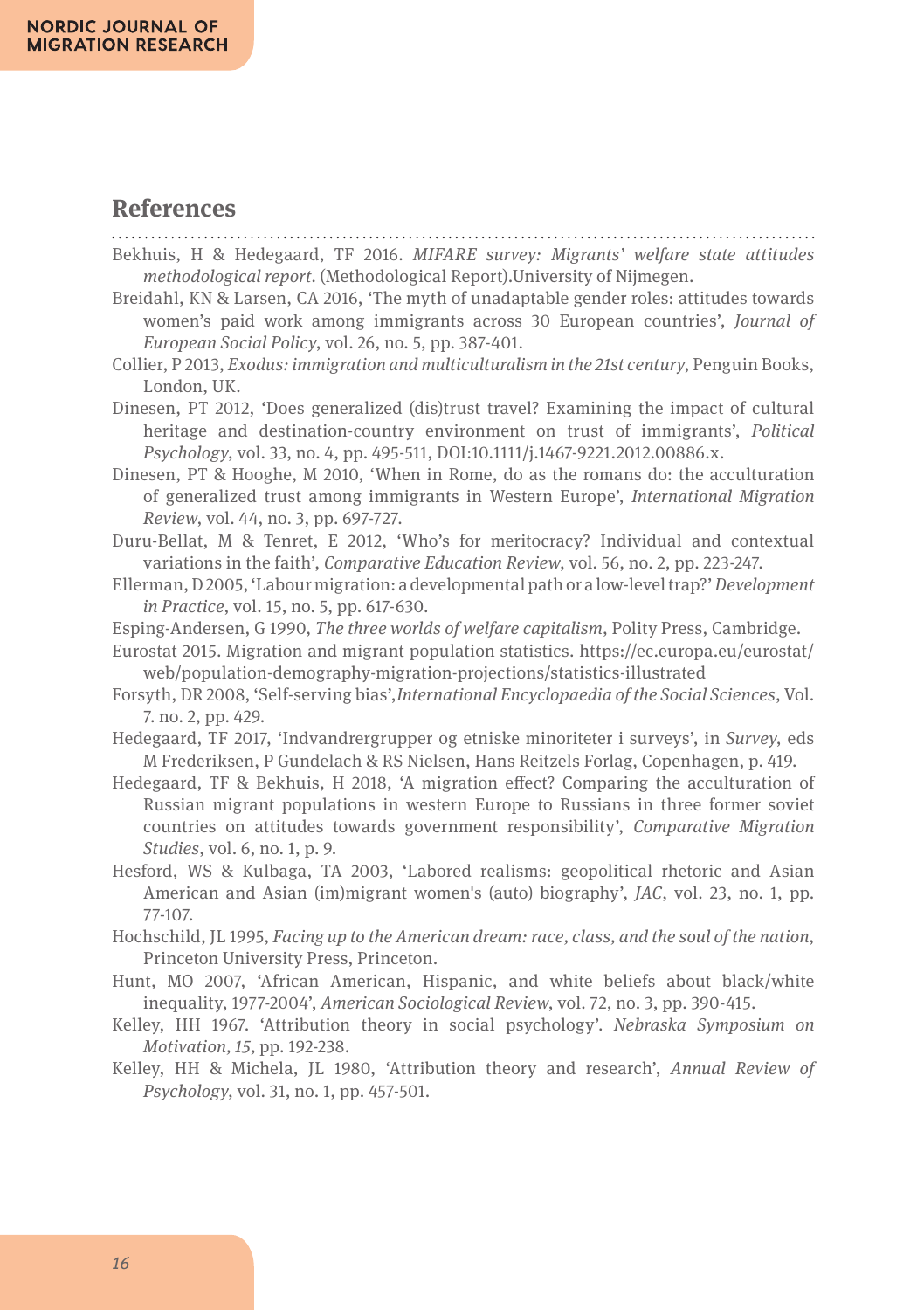## References

Bekhuis, H & Hedegaard, TF 2016. *MIFARE survey: Migrants' welfare state attitudes methodological report*. (Methodological Report).University of Nijmegen.

Breidahl, KN & Larsen, CA 2016, 'The myth of unadaptable gender roles: attitudes towards women's paid work among immigrants across 30 European countries', *Journal of European Social Policy*, vol. 26, no. 5, pp. 387-401.

Collier, P 2013, *Exodus: immigration and multiculturalism in the 21st century*, Penguin Books, London, UK.

Dinesen, PT 2012, 'Does generalized (dis)trust travel? Examining the impact of cultural heritage and destination-country environment on trust of immigrants', *Political Psychology*, vol. 33, no. 4, pp. 495-511, DOI:10.1111/j.1467-9221.2012.00886.x.

Dinesen, PT & Hooghe, M 2010, 'When in Rome, do as the romans do: the acculturation of generalized trust among immigrants in Western Europe', *International Migration Review*, vol. 44, no. 3, pp. 697-727.

Duru-Bellat, M & Tenret, E 2012, 'Who's for meritocracy? Individual and contextual variations in the faith', *Comparative Education Review*, vol. 56, no. 2, pp. 223-247.

Ellerman, D 2005, 'Labour migration: a developmental path or a low-level trap?' *Development in Practice*, vol. 15, no. 5, pp. 617-630.

Esping-Andersen, G 1990, *The three worlds of welfare capitalism*, Polity Press, Cambridge.

Eurostat 2015. Migration and migrant population statistics. https://ec.europa.eu/eurostat/web/population-demography-migration-projections/statistics-illustrated

Forsyth, DR 2008, 'Self-serving bias',*International Encyclopaedia of the Social Sciences*, Vol. 7. no. 2, pp. 429.

Hedegaard, TF 2017, 'Indvandrergrupper og etniske minoriteter i surveys', in *Survey*, eds M Frederiksen, P Gundelach & RS Nielsen, Hans Reitzels Forlag, Copenhagen, p. 419.

Hedegaard, TF & Bekhuis, H 2018, 'A migration effect? Comparing the acculturation of Russian migrant populations in western Europe to Russians in three former soviet countries on attitudes towards government responsibility', *Comparative Migration Studies*, vol. 6, no. 1, p. 9.

Hesford, WS & Kulbaga, TA 2003, 'Labored realisms: geopolitical rhetoric and Asian American and Asian (im)migrant women's (auto) biography', *JAC*, vol. 23, no. 1, pp. 77-107.

Hochschild, JL 1995, *Facing up to the American dream: race, class, and the soul of the nation*, Princeton University Press, Princeton.

Hunt, MO 2007, 'African American, Hispanic, and white beliefs about black/white inequality, 1977-2004', *American Sociological Review*, vol. 72, no. 3, pp. 390-415.

Kelley, HH 1967. 'Attribution theory in social psychology'. *Nebraska Symposium on Motivation, 15,* pp. 192-238.

Kelley, HH & Michela, JL 1980, 'Attribution theory and research', *Annual Review of Psychology*, vol. 31, no. 1, pp. 457-501.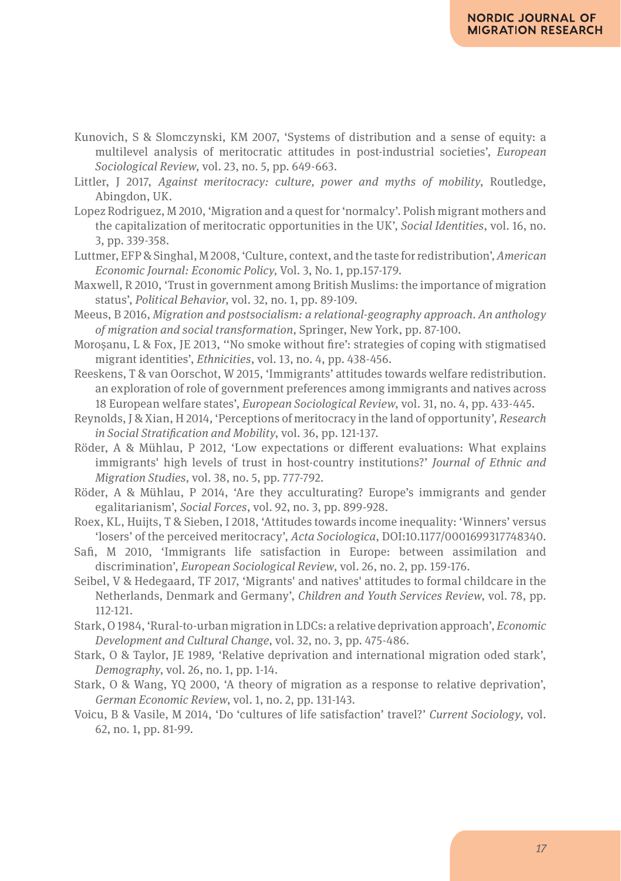Kunovich, S & Slomczynski, KM 2007, 'Systems of distribution and a sense of equity: a multilevel analysis of meritocratic attitudes in post-industrial societies', *European Sociological Review*, vol. 23, no. 5, pp. 649-663.

Littler, J 2017, *Against meritocracy: culture, power and myths of mobility*, Routledge, Abingdon, UK.

Lopez Rodriguez, M 2010, 'Migration and a quest for 'normalcy'. Polish migrant mothers and the capitalization of meritocratic opportunities in the UK', *Social Identities*, vol. 16, no. 3, pp. 339-358.

Luttmer, EFP & Singhal, M 2008, 'Culture, context, and the taste for redistribution', *American Economic Journal: Economic Policy*, Vol. 3, No. 1, pp.157-179.

Maxwell, R 2010, 'Trust in government among British Muslims: the importance of migration status', *Political Behavior*, vol. 32, no. 1, pp. 89-109.

Meeus, B 2016, *Migration and postsocialism: a relational-geography approach. An anthology of migration and social transformation*, Springer, New York, pp. 87-100.

Moroşanu, L & Fox, JE 2013, ''No smoke without fire': strategies of coping with stigmatised migrant identities', *Ethnicities*, vol. 13, no. 4, pp. 438-456.

Reeskens, T & van Oorschot, W 2015, 'Immigrants' attitudes towards welfare redistribution. an exploration of role of government preferences among immigrants and natives across 18 European welfare states', *European Sociological Review*, vol. 31, no. 4, pp. 433-445.

Reynolds, J & Xian, H 2014, 'Perceptions of meritocracy in the land of opportunity', *Research in Social Stratification and Mobility*, vol. 36, pp. 121-137.

Röder, A & Mühlau, P 2012, 'Low expectations or different evaluations: What explains immigrants' high levels of trust in host-country institutions?' *Journal of Ethnic and Migration Studies*, vol. 38, no. 5, pp. 777-792.

Röder, A & Mühlau, P 2014, 'Are they acculturating? Europe's immigrants and gender egalitarianism', *Social Forces*, vol. 92, no. 3, pp. 899-928.

Roex, KL, Huijts, T & Sieben, I 2018, 'Attitudes towards income inequality: 'Winners' versus 'losers' of the perceived meritocracy', *Acta Sociologica*, DOI:10.1177/0001699317748340.

Safi, M 2010, 'Immigrants life satisfaction in Europe: between assimilation and discrimination', *European Sociological Review*, vol. 26, no. 2, pp. 159-176.

Seibel, V & Hedegaard, TF 2017, 'Migrants' and natives' attitudes to formal childcare in the Netherlands, Denmark and Germany', *Children and Youth Services Review*, vol. 78, pp. 112-121.

Stark, O 1984, 'Rural-to-urban migration in LDCs: a relative deprivation approach', *Economic Development and Cultural Change*, vol. 32, no. 3, pp. 475-486.

Stark, O & Taylor, JE 1989, 'Relative deprivation and international migration oded stark', *Demography*, vol. 26, no. 1, pp. 1-14.

Stark, O & Wang, YQ 2000, 'A theory of migration as a response to relative deprivation', *German Economic Review*, vol. 1, no. 2, pp. 131-143.

Voicu, B & Vasile, M 2014, 'Do 'cultures of life satisfaction' travel?' *Current Sociology*, vol. 62, no. 1, pp. 81-99.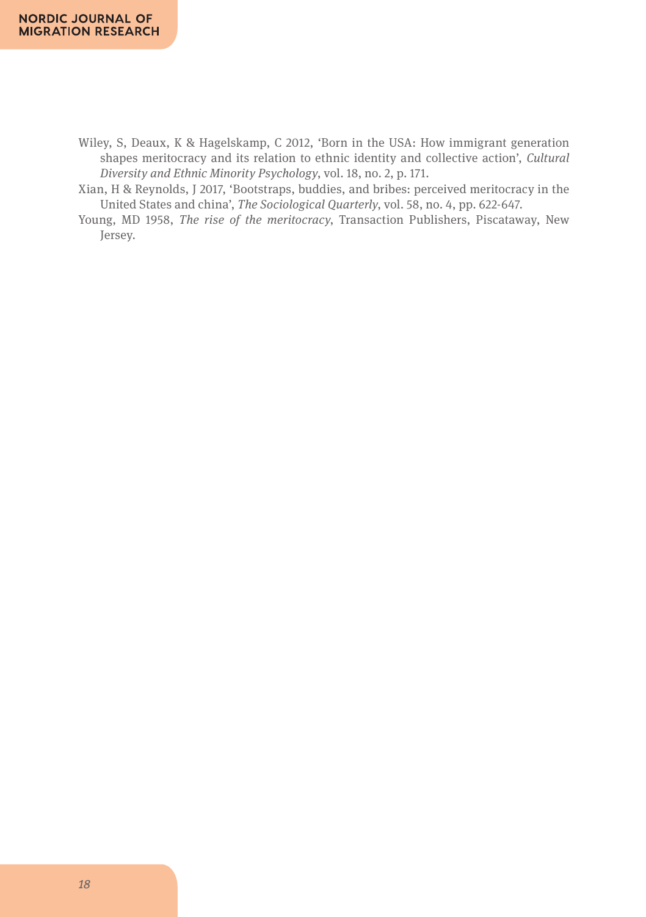Wiley, S, Deaux, K & Hagelskamp, C 2012, 'Born in the USA: How immigrant generation shapes meritocracy and its relation to ethnic identity and collective action', *Cultural Diversity and Ethnic Minority Psychology*, vol. 18, no. 2, p. 171.

Xian, H & Reynolds, J 2017, 'Bootstraps, buddies, and bribes: perceived meritocracy in the United States and china', *The Sociological Quarterly*, vol. 58, no. 4, pp. 622-647.

Young, MD 1958, *The rise of the meritocracy*, Transaction Publishers, Piscataway, New Jersey.